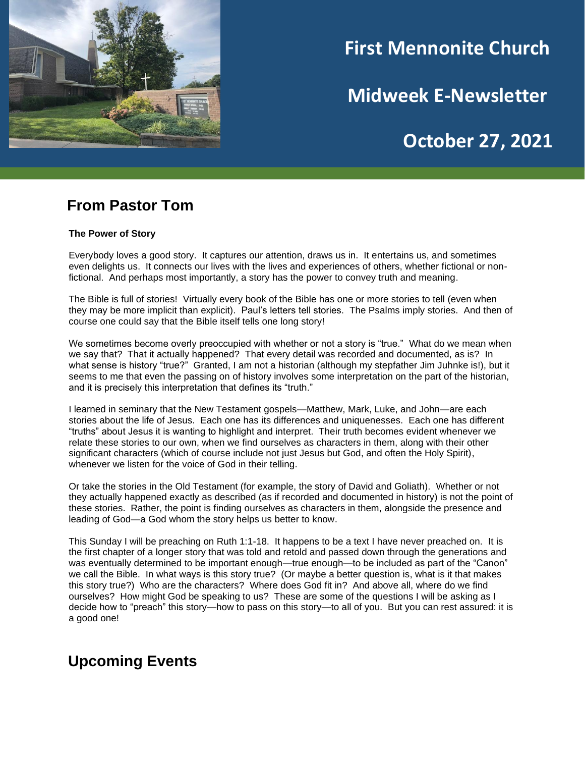# First Mennonite Church

# Midweek E-Newsletter

# October 27, 2021

## From Pastor Tom

**The Power of Story**

Everybody loves a good story. It captures our attention, draws us in. It entertains us, and sometimes even delights us. It connects our lives with the lives and experiences of others, whether fictional or non-fictional. And perhaps most importantly, a story has the power to convey truth and meaning.

The Bible is full of stories! Virtually every book of the Bible has one or more stories to tell (even when they may be more implicit than explicit). Paul's letters tell stories. The Psalms imply stories. And then of course one could say that the Bible itself tells one long story!

We sometimes become overly preoccupied with whether or not a story is "true." What do we mean when we say that? That it actually happened? That every detail was recorded and documented, as is? In what sense is history "true?" Granted, I am not a historian (although my stepfather Jim Juhnke is!), but it seems to me that even the passing on of history involves some interpretation on the part of the historian, and it is precisely this interpretation that defines its "truth."

I learned in seminary that the New Testament gospels—Matthew, Mark, Luke, and John—are each stories about the life of Jesus. Each one has its differences and uniquenesses. Each one has different "truths" about Jesus it is wanting to highlight and interpret. Their truth becomes evident whenever we relate these stories to our own, when we find ourselves as characters in them, along with their other significant characters (which of course include not just Jesus but God, and often the Holy Spirit), whenever we listen for the voice of God in their telling.

Or take the stories in the Old Testament (for example, the story of David and Goliath). Whether or not they actually happened exactly as described (as if recorded and documented in history) is not the point of these stories. Rather, the point is finding ourselves as characters in them, alongside the presence and leading of God—a God whom the story helps us better to know.

This Sunday I will be preaching on Ruth 1:1-18. It happens to be a text I have never preached on. It is the first chapter of a longer story that was told and retold and passed down through the generations and was eventually determined to be important enough—true enough—to be included as part of the "Canon" we call the Bible. In what ways is this story true? (Or maybe a better question is, what is it that makes this story true?) Who are the characters? Where does God fit in? And above all, where do we find ourselves? How might God be speaking to us? These are some of the questions I will be asking as I decide how to "preach" this story—how to pass on this story—to all of you. But you can rest assured: it is a good one!

## Upcoming Events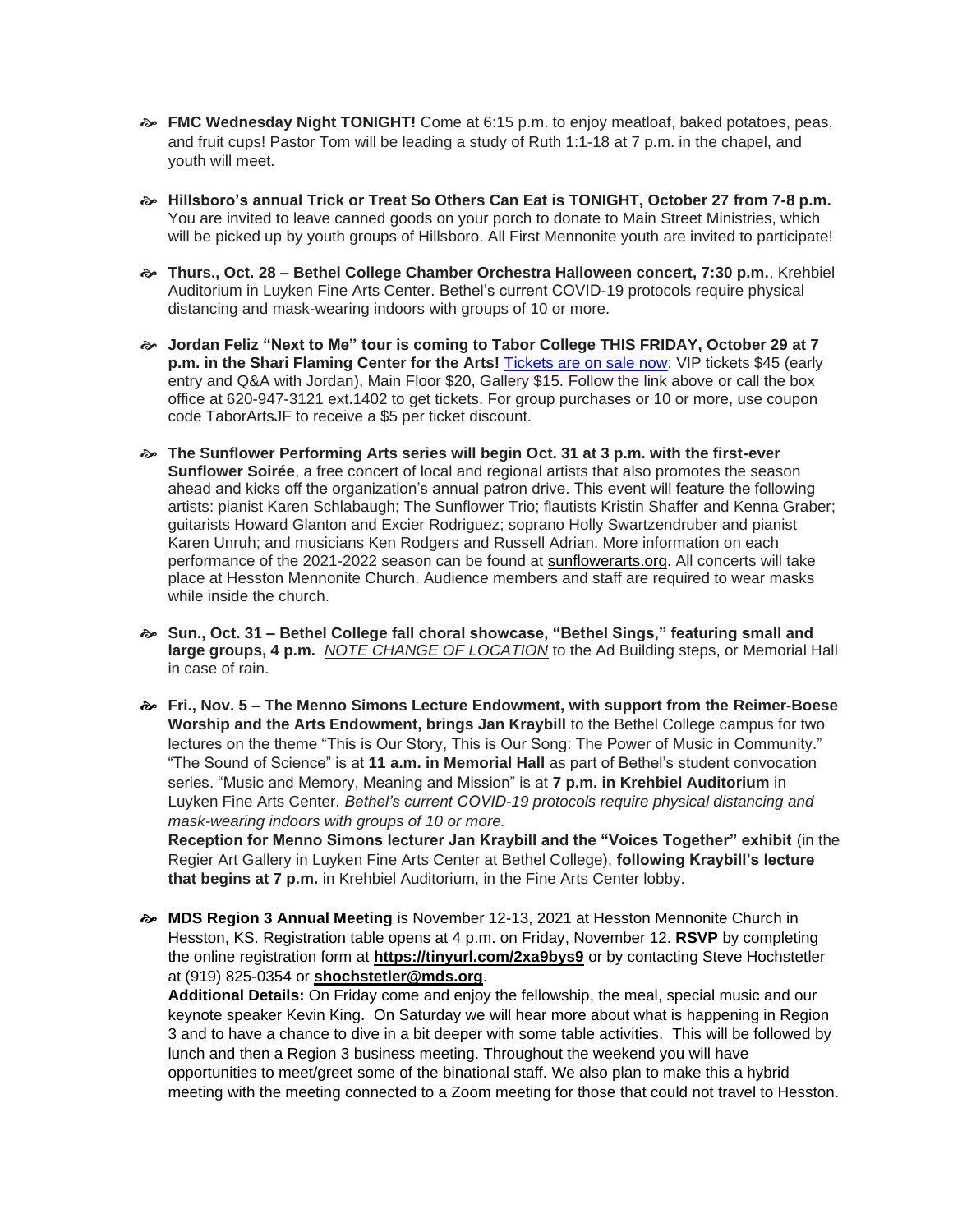- **FMC Wednesday Night TONIGHT!** Come at 6:15 p.m. to enjoy meatloaf, baked potatoes, peas, and fruit cups! Pastor Tom will be leading a study of Ruth 1:1-18 at 7 p.m. in the chapel, and youth will meet.

- **Hillsboro's annual Trick or Treat So Others Can Eat is TONIGHT, October 27 from 7-8 p.m.** You are invited to leave canned goods on your porch to donate to Main Street Ministries, which will be picked up by youth groups of Hillsboro. All First Mennonite youth are invited to participate!

- **Thurs., Oct. 28 – Bethel College Chamber Orchestra Halloween concert, 7:30 p.m.**, Krehbiel Auditorium in Luyken Fine Arts Center. Bethel's current COVID-19 protocols require physical distancing and mask-wearing indoors with groups of 10 or more.

- **Jordan Feliz "Next to Me" tour is coming to Tabor College THIS FRIDAY, October 29 at 7 p.m. in the Shari Flaming Center for the Arts!** Tickets are on sale now: VIP tickets $45 (early entry and Q&A with Jordan), Main Floor $20, Gallery $15. Follow the link above or call the box office at 620-947-3121 ext.1402 to get tickets. For group purchases or 10 or more, use coupon code TaborArtsJF to receive a $5 per ticket discount.

- **The Sunflower Performing Arts series will begin Oct. 31 at 3 p.m. with the first-ever Sunflower Soirée**, a free concert of local and regional artists that also promotes the season ahead and kicks off the organization's annual patron drive. This event will feature the following artists: pianist Karen Schlabaugh; The Sunflower Trio; flautists Kristin Shaffer and Kenna Graber; guitarists Howard Glanton and Excier Rodriguez; soprano Holly Swartzendruber and pianist Karen Unruh; and musicians Ken Rodgers and Russell Adrian. More information on each performance of the 2021-2022 season can be found at sunflowerarts.org. All concerts will take place at Hesston Mennonite Church. Audience members and staff are required to wear masks while inside the church.

- **Sun., Oct. 31 – Bethel College fall choral showcase, "Bethel Sings," featuring small and large groups, 4 p.m.** *NOTE CHANGE OF LOCATION* to the Ad Building steps, or Memorial Hall in case of rain.

- **Fri., Nov. 5 – The Menno Simons Lecture Endowment, with support from the Reimer-Boese Worship and the Arts Endowment, brings Jan Kraybill** to the Bethel College campus for two lectures on the theme "This is Our Story, This is Our Song: The Power of Music in Community." "The Sound of Science" is at **11 a.m. in Memorial Hall** as part of Bethel's student convocation series. "Music and Memory, Meaning and Mission" is at **7 p.m. in Krehbiel Auditorium** in Luyken Fine Arts Center. *Bethel's current COVID-19 protocols require physical distancing and mask-wearing indoors with groups of 10 or more.*

  **Reception for Menno Simons lecturer Jan Kraybill and the "Voices Together" exhibit** (in the Regier Art Gallery in Luyken Fine Arts Center at Bethel College), **following Kraybill's lecture that begins at 7 p.m.** in Krehbiel Auditorium, in the Fine Arts Center lobby.

- **MDS Region 3 Annual Meeting** is November 12-13, 2021 at Hesston Mennonite Church in Hesston, KS. Registration table opens at 4 p.m. on Friday, November 12. **RSVP** by completing the online registration form at **https://tinyurl.com/2xa9bys9** or by contacting Steve Hochstetler at (919) 825-0354 or **shochstetler@mds.org**.

  **Additional Details:** On Friday come and enjoy the fellowship, the meal, special music and our keynote speaker Kevin King. On Saturday we will hear more about what is happening in Region 3 and to have a chance to dive in a bit deeper with some table activities. This will be followed by lunch and then a Region 3 business meeting. Throughout the weekend you will have opportunities to meet/greet some of the binational staff. We also plan to make this a hybrid meeting with the meeting connected to a Zoom meeting for those that could not travel to Hesston.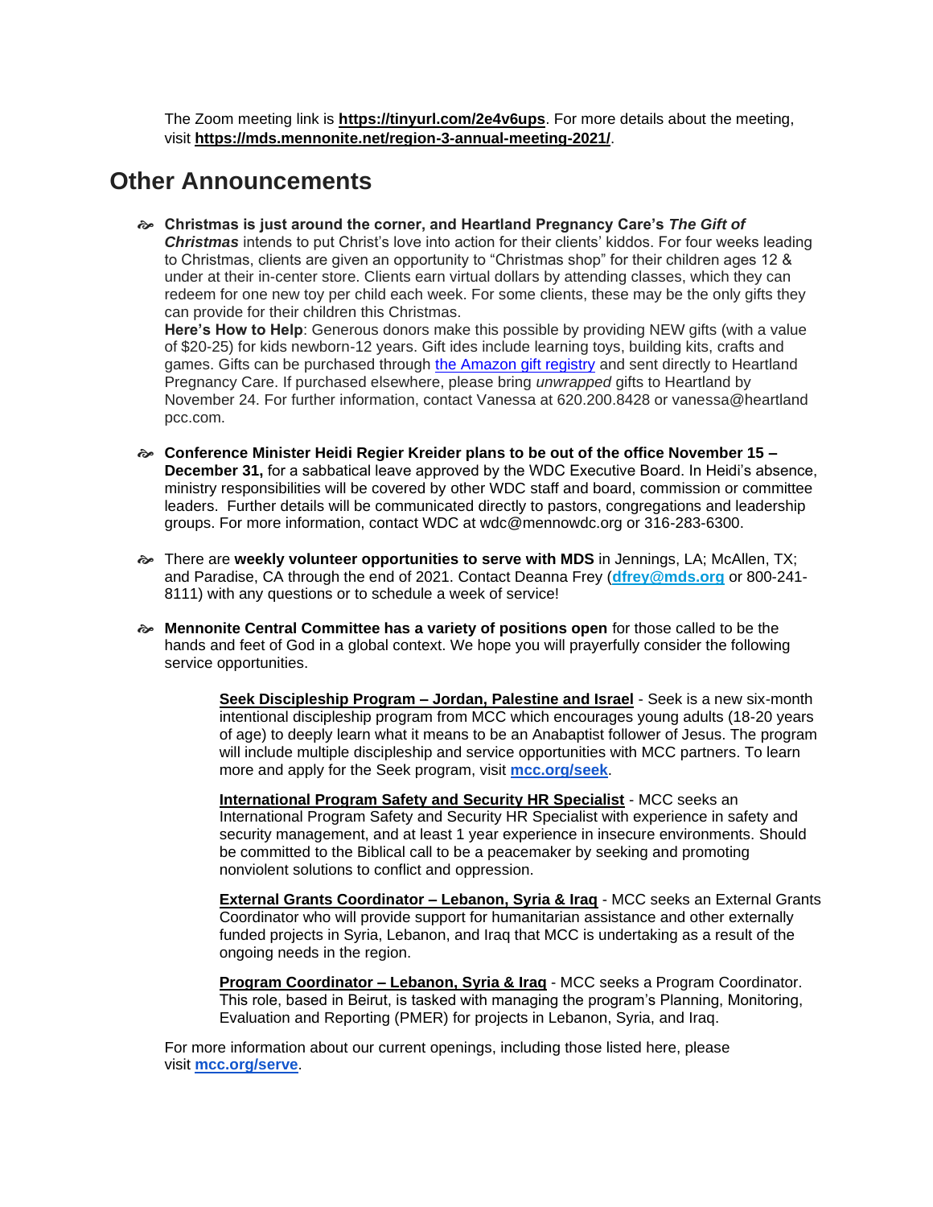The Zoom meeting link is **https://tinyurl.com/2e4v6ups**. For more details about the meeting, visit **https://mds.mennonite.net/region-3-annual-meeting-2021/**.

## Other Announcements

- **Christmas is just around the corner, and Heartland Pregnancy Care's *The Gift of Christmas*** intends to put Christ's love into action for their clients' kiddos. For four weeks leading to Christmas, clients are given an opportunity to "Christmas shop" for their children ages 12 & under at their in-center store. Clients earn virtual dollars by attending classes, which they can redeem for one new toy per child each week. For some clients, these may be the only gifts they can provide for their children this Christmas.
  **Here's How to Help**: Generous donors make this possible by providing NEW gifts (with a value of $20-25) for kids newborn-12 years. Gift ides include learning toys, building kits, crafts and games. Gifts can be purchased through the Amazon gift registry and sent directly to Heartland Pregnancy Care. If purchased elsewhere, please bring *unwrapped* gifts to Heartland by November 24. For further information, contact Vanessa at 620.200.8428 or vanessa@heartland pcc.com.

- **Conference Minister Heidi Regier Kreider plans to be out of the office November 15 – December 31,** for a sabbatical leave approved by the WDC Executive Board. In Heidi's absence, ministry responsibilities will be covered by other WDC staff and board, commission or committee leaders. Further details will be communicated directly to pastors, congregations and leadership groups. For more information, contact WDC at wdc@mennowdc.org or 316-283-6300.

- There are **weekly volunteer opportunities to serve with MDS** in Jennings, LA; McAllen, TX; and Paradise, CA through the end of 2021. Contact Deanna Frey (**dfrey@mds.org** or 800-241-8111) with any questions or to schedule a week of service!

- **Mennonite Central Committee has a variety of positions open** for those called to be the hands and feet of God in a global context. We hope you will prayerfully consider the following service opportunities.

  **Seek Discipleship Program – Jordan, Palestine and Israel** - Seek is a new six-month intentional discipleship program from MCC which encourages young adults (18-20 years of age) to deeply learn what it means to be an Anabaptist follower of Jesus. The program will include multiple discipleship and service opportunities with MCC partners. To learn more and apply for the Seek program, visit **mcc.org/seek**.

  **International Program Safety and Security HR Specialist** - MCC seeks an International Program Safety and Security HR Specialist with experience in safety and security management, and at least 1 year experience in insecure environments. Should be committed to the Biblical call to be a peacemaker by seeking and promoting nonviolent solutions to conflict and oppression.

  **External Grants Coordinator – Lebanon, Syria & Iraq** - MCC seeks an External Grants Coordinator who will provide support for humanitarian assistance and other externally funded projects in Syria, Lebanon, and Iraq that MCC is undertaking as a result of the ongoing needs in the region.

  **Program Coordinator – Lebanon, Syria & Iraq** - MCC seeks a Program Coordinator. This role, based in Beirut, is tasked with managing the program's Planning, Monitoring, Evaluation and Reporting (PMER) for projects in Lebanon, Syria, and Iraq.

For more information about our current openings, including those listed here, please visit **mcc.org/serve**.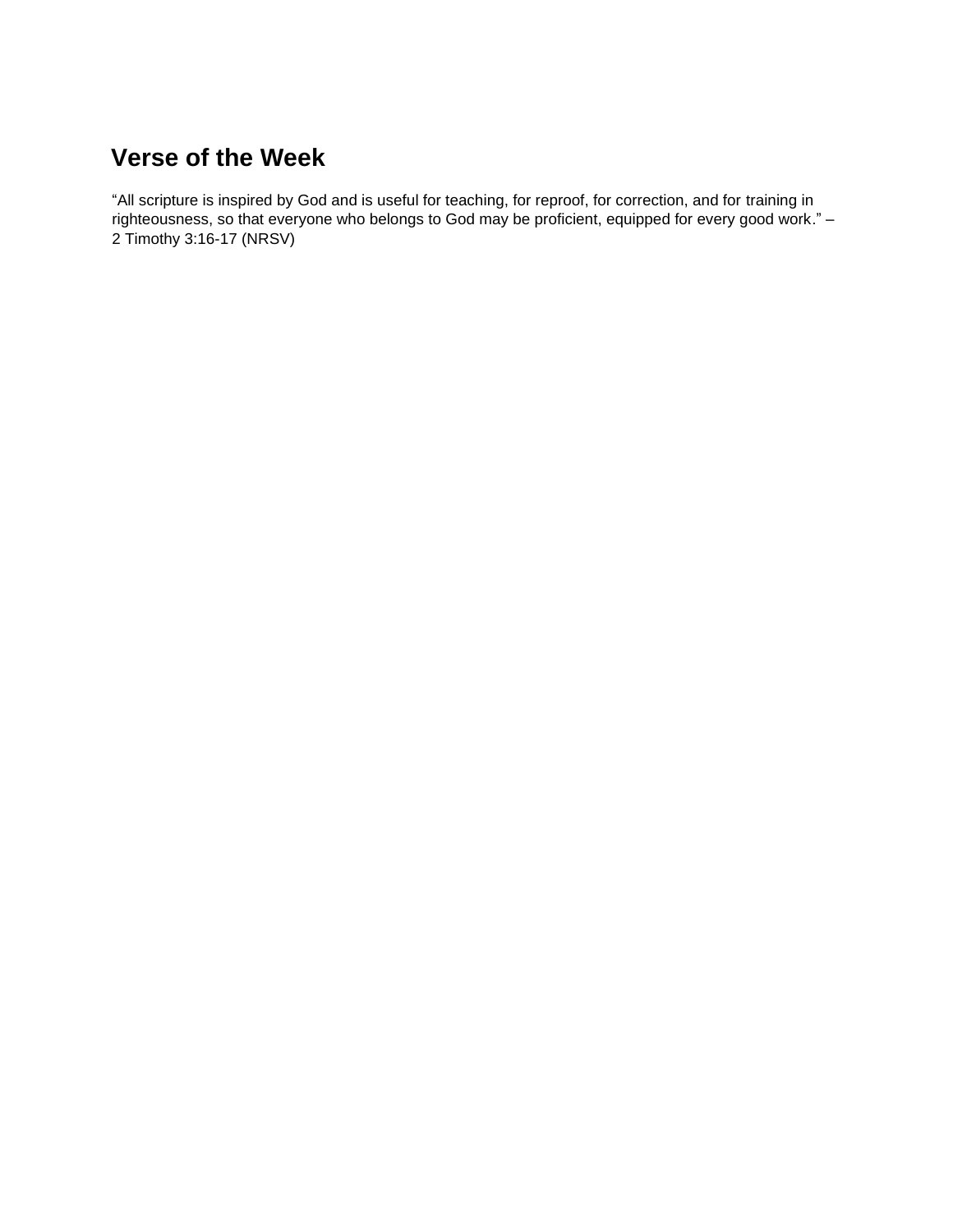## Verse of the Week

"All scripture is inspired by God and is useful for teaching, for reproof, for correction, and for training in righteousness, so that everyone who belongs to God may be proficient, equipped for every good work." – 2 Timothy 3:16-17 (NRSV)